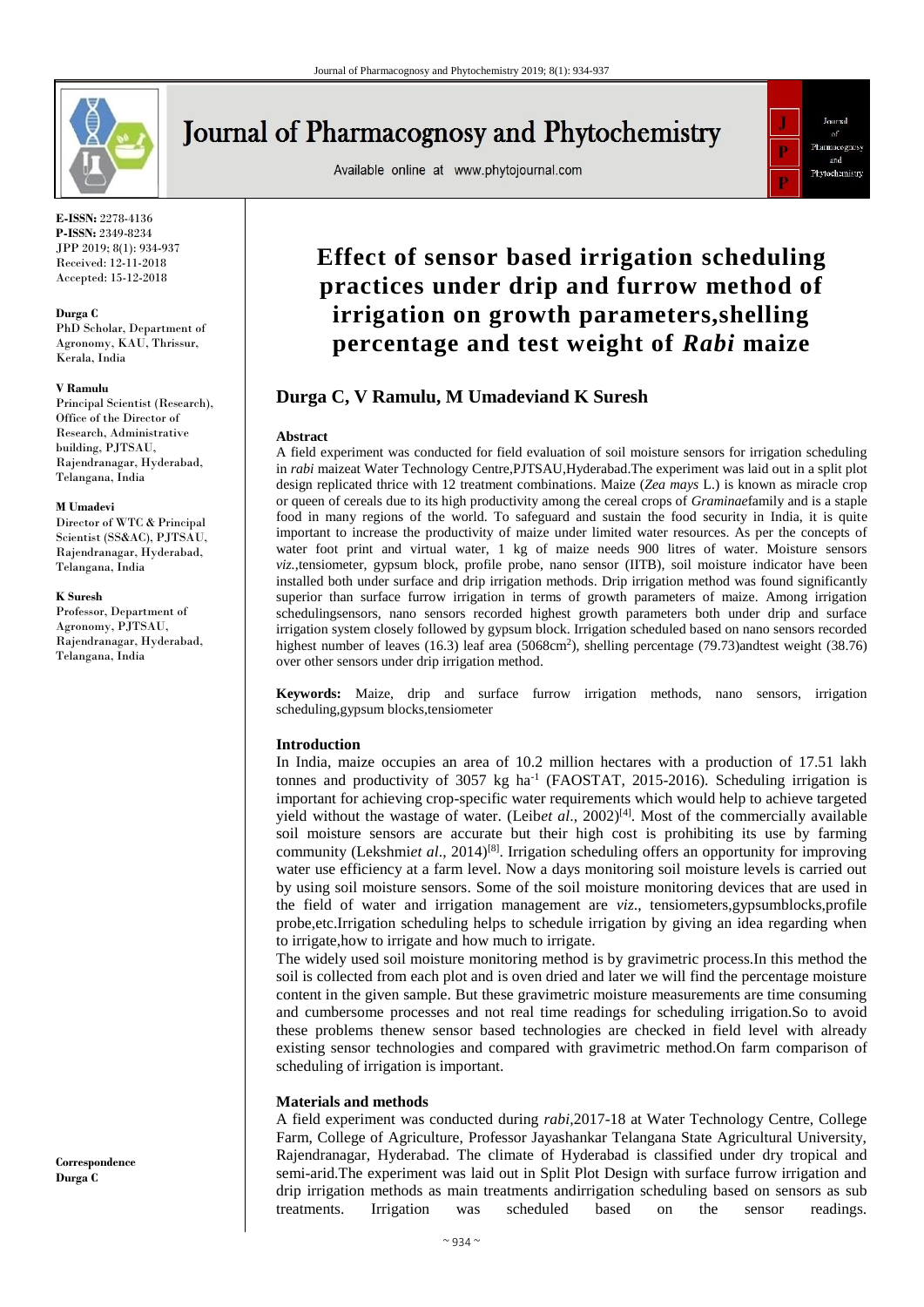E-ISSN: 2278-4136
P-ISSN: 2349-8234
JPP 2019; 8(1): 934-937
Received: 12-11-2018
Accepted: 15-12-2018

**Durga C**
PhD Scholar, Department of Agronomy, KAU, Thrissur, Kerala, India

**V Ramulu**
Principal Scientist (Research), Office of the Director of Research, Administrative building, PJTSAU, Rajendranagar, Hyderabad, Telangana, India

**M Umadevi**
Director of WTC & Principal Scientist (SS&AC), PJTSAU, Rajendranagar, Hyderabad, Telangana, India

**K Suresh**
Professor, Department of Agronomy, PJTSAU, Rajendranagar, Hyderabad, Telangana, India

**Correspondence**
**Durga C**

# Effect of sensor based irrigation scheduling practices under drip and furrow method of irrigation on growth parameters,shelling percentage and test weight of *Rabi* maize

## Durga C, V Ramulu, M Umadeviand K Suresh

### Abstract

A field experiment was conducted for field evaluation of soil moisture sensors for irrigation scheduling in *rabi* maizeat Water Technology Centre,PJTSAU,Hyderabad.The experiment was laid out in a split plot design replicated thrice with 12 treatment combinations. Maize (*Zea mays* L.) is known as miracle crop or queen of cereals due to its high productivity among the cereal crops of *Graminae*family and is a staple food in many regions of the world. To safeguard and sustain the food security in India, it is quite important to increase the productivity of maize under limited water resources. As per the concepts of water foot print and virtual water, 1 kg of maize needs 900 litres of water. Moisture sensors *viz.*,tensiometer, gypsum block, profile probe, nano sensor (IITB), soil moisture indicator have been installed both under surface and drip irrigation methods. Drip irrigation method was found significantly superior than surface furrow irrigation in terms of growth parameters of maize. Among irrigation schedulingsensors, nano sensors recorded highest growth parameters both under drip and surface irrigation system closely followed by gypsum block. Irrigation scheduled based on nano sensors recorded highest number of leaves (16.3) leaf area (5068cm$^2$), shelling percentage (79.73)andtest weight (38.76) over other sensors under drip irrigation method.

**Keywords:** Maize, drip and surface furrow irrigation methods, nano sensors, irrigation scheduling,gypsum blocks,tensiometer

### Introduction

In India, maize occupies an area of 10.2 million hectares with a production of 17.51 lakh tonnes and productivity of 3057 kg ha$^{-1}$ (FAOSTAT, 2015-2016). Scheduling irrigation is important for achieving crop-specific water requirements which would help to achieve targeted yield without the wastage of water. (Leib*et al*., 2002)[4]. Most of the commercially available soil moisture sensors are accurate but their high cost is prohibiting its use by farming community (Lekshmi*et al*., 2014)[8]. Irrigation scheduling offers an opportunity for improving water use efficiency at a farm level. Now a days monitoring soil moisture levels is carried out by using soil moisture sensors. Some of the soil moisture monitoring devices that are used in the field of water and irrigation management are *viz*., tensiometers,gypsumblocks,profile probe,etc.Irrigation scheduling helps to schedule irrigation by giving an idea regarding when to irrigate,how to irrigate and how much to irrigate.

The widely used soil moisture monitoring method is by gravimetric process.In this method the soil is collected from each plot and is oven dried and later we will find the percentage moisture content in the given sample. But these gravimetric moisture measurements are time consuming and cumbersome processes and not real time readings for scheduling irrigation.So to avoid these problems thenew sensor based technologies are checked in field level with already existing sensor technologies and compared with gravimetric method.On farm comparison of scheduling of irrigation is important.

### Materials and methods

A field experiment was conducted during *rabi*,2017-18 at Water Technology Centre, College Farm, College of Agriculture, Professor Jayashankar Telangana State Agricultural University, Rajendranagar, Hyderabad. The climate of Hyderabad is classified under dry tropical and semi-arid.The experiment was laid out in Split Plot Design with surface furrow irrigation and drip irrigation methods as main treatments andirrigation scheduling based on sensors as sub treatments. Irrigation was scheduled based on the sensor readings.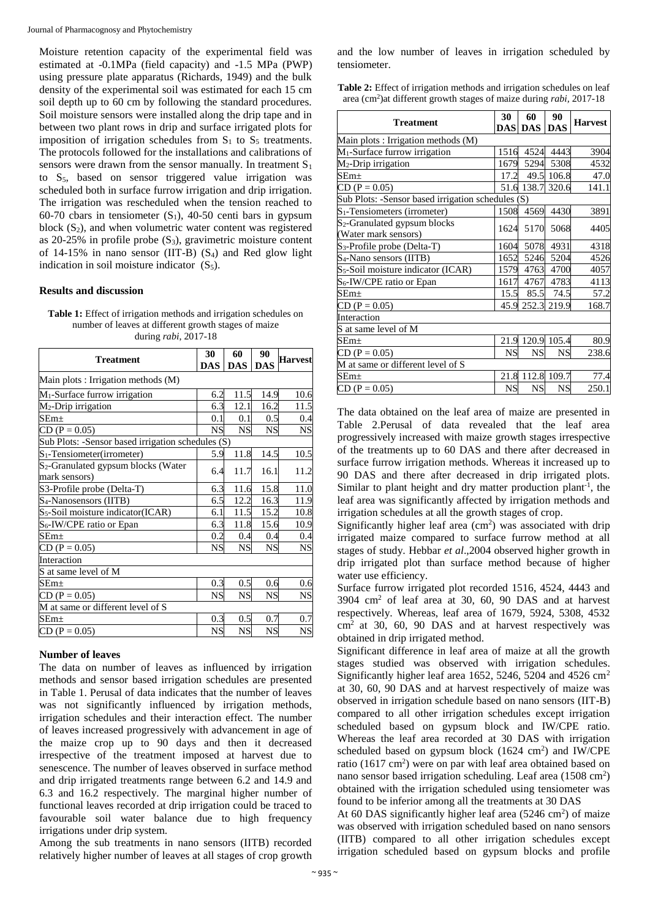Moisture retention capacity of the experimental field was estimated at -0.1MPa (field capacity) and -1.5 MPa (PWP) using pressure plate apparatus (Richards, 1949) and the bulk density of the experimental soil was estimated for each 15 cm soil depth up to 60 cm by following the standard procedures. Soil moisture sensors were installed along the drip tape and in between two plant rows in drip and surface irrigated plots for imposition of irrigation schedules from $S_1$ to $S_5$ treatments. The protocols followed for the installations and calibrations of sensors were drawn from the sensor manually. In treatment $S_1$ to $S_5$, based on sensor triggered value irrigation was scheduled both in surface furrow irrigation and drip irrigation. The irrigation was rescheduled when the tension reached to 60-70 cbars in tensiometer ($S_1$), 40-50 centi bars in gypsum block ($S_2$), and when volumetric water content was registered as 20-25% in profile probe ($S_3$), gravimetric moisture content of 14-15% in nano sensor (IIT-B) ($S_4$) and Red glow light indication in soil moisture indicator ($S_5$).

## Results and discussion

**Table 1:** Effect of irrigation methods and irrigation schedules on number of leaves at different growth stages of maize during *rabi*, 2017-18

| Treatment | 30 DAS | 60 DAS | 90 DAS | Harvest |
|---|---|---|---|---|
| Main plots : Irrigation methods (M) | | | | |
| $M_1$-Surface furrow irrigation | 6.2 | 11.5 | 14.9 | 10.6 |
| $M_2$-Drip irrigation | 6.3 | 12.1 | 16.2 | 11.5 |
| SEm± | 0.1 | 0.1 | 0.5 | 0.4 |
| CD (P = 0.05) | NS | NS | NS | NS |
| Sub Plots: -Sensor based irrigation schedules (S) | | | | |
| $S_1$-Tensiometer(irrometer) | 5.9 | 11.8 | 14.5 | 10.5 |
| $S_2$-Granulated gypsum blocks (Water mark sensors) | 6.4 | 11.7 | 16.1 | 11.2 |
| S3-Profile probe (Delta-T) | 6.3 | 11.6 | 15.8 | 11.0 |
| $S_4$-Nanosensors (IITB) | 6.5 | 12.2 | 16.3 | 11.9 |
| $S_5$-Soil moisture indicator(ICAR) | 6.1 | 11.5 | 15.2 | 10.8 |
| $S_6$-IW/CPE ratio or Epan | 6.3 | 11.8 | 15.6 | 10.9 |
| SEm± | 0.2 | 0.4 | 0.4 | 0.4 |
| CD (P = 0.05) | NS | NS | NS | NS |
| Interaction | | | | |
| S at same level of M | | | | |
| SEm± | 0.3 | 0.5 | 0.6 | 0.6 |
| CD (P = 0.05) | NS | NS | NS | NS |
| M at same or different level of S | | | | |
| SEm± | 0.3 | 0.5 | 0.7 | 0.7 |
| CD (P = 0.05) | NS | NS | NS | NS |

### Number of leaves

The data on number of leaves as influenced by irrigation methods and sensor based irrigation schedules are presented in Table 1. Perusal of data indicates that the number of leaves was not significantly influenced by irrigation methods, irrigation schedules and their interaction effect. The number of leaves increased progressively with advancement in age of the maize crop up to 90 days and then it decreased irrespective of the treatment imposed at harvest due to senescence. The number of leaves observed in surface method and drip irrigated treatments range between 6.2 and 14.9 and 6.3 and 16.2 respectively. The marginal higher number of functional leaves recorded at drip irrigation could be traced to favourable soil water balance due to high frequency irrigations under drip system.

Among the sub treatments in nano sensors (IITB) recorded relatively higher number of leaves at all stages of crop growth and the low number of leaves in irrigation scheduled by tensiometer.

**Table 2:** Effect of irrigation methods and irrigation schedules on leaf area (cm$^2$)at different growth stages of maize during *rabi*, 2017-18

| Treatment | 30 DAS | 60 DAS | 90 DAS | Harvest |
|---|---|---|---|---|
| Main plots : Irrigation methods (M) | | | | |
| $M_1$-Surface furrow irrigation | 1516 | 4524 | 4443 | 3904 |
| $M_2$-Drip irrigation | 1679 | 5294 | 5308 | 4532 |
| SEm± | 17.2 | 49.5 | 106.8 | 47.0 |
| CD (P = 0.05) | 51.6 | 138.7 | 320.6 | 141.1 |
| Sub Plots: -Sensor based irrigation schedules (S) | | | | |
| $S_1$-Tensiometers (irrometer) | 1508 | 4569 | 4430 | 3891 |
| $S_2$-Granulated gypsum blocks (Water mark sensors) | 1624 | 5170 | 5068 | 4405 |
| $S_3$-Profile probe (Delta-T) | 1604 | 5078 | 4931 | 4318 |
| $S_4$-Nano sensors (IITB) | 1652 | 5246 | 5204 | 4526 |
| $S_5$-Soil moisture indicator (ICAR) | 1579 | 4763 | 4700 | 4057 |
| $S_6$-IW/CPE ratio or Epan | 1617 | 4767 | 4783 | 4113 |
| SEm± | 15.5 | 85.5 | 74.5 | 57.2 |
| CD (P = 0.05) | 45.9 | 252.3 | 219.9 | 168.7 |
| Interaction | | | | |
| S at same level of M | | | | |
| SEm± | 21.9 | 120.9 | 105.4 | 80.9 |
| CD (P = 0.05) | NS | NS | NS | 238.6 |
| M at same or different level of S | | | | |
| SEm± | 21.8 | 112.8 | 109.7 | 77.4 |
| CD (P = 0.05) | NS | NS | NS | 250.1 |

The data obtained on the leaf area of maize are presented in Table 2.Perusal of data revealed that the leaf area progressively increased with maize growth stages irrespective of the treatments up to 60 DAS and there after decreased in surface furrow irrigation methods. Whereas it increased up to 90 DAS and there after decreased in drip irrigated plots. Similar to plant height and dry matter production plant$^{-1}$, the leaf area was significantly affected by irrigation methods and irrigation schedules at all the growth stages of crop.

Significantly higher leaf area (cm$^2$) was associated with drip irrigated maize compared to surface furrow method at all stages of study. Hebbar *et al*.,2004 observed higher growth in drip irrigated plot than surface method because of higher water use efficiency.

Surface furrow irrigated plot recorded 1516, 4524, 4443 and 3904 cm$^2$ of leaf area at 30, 60, 90 DAS and at harvest respectively. Whereas, leaf area of 1679, 5924, 5308, 4532 cm$^2$ at 30, 60, 90 DAS and at harvest respectively was obtained in drip irrigated method.

Significant difference in leaf area of maize at all the growth stages studied was observed with irrigation schedules. Significantly higher leaf area 1652, 5246, 5204 and 4526 cm$^2$ at 30, 60, 90 DAS and at harvest respectively of maize was observed in irrigation schedule based on nano sensors (IIT-B) compared to all other irrigation schedules except irrigation scheduled based on gypsum block and IW/CPE ratio. Whereas the leaf area recorded at 30 DAS with irrigation scheduled based on gypsum block (1624 cm$^2$) and IW/CPE ratio (1617 cm$^2$) were on par with leaf area obtained based on nano sensor based irrigation scheduling. Leaf area (1508 cm$^2$) obtained with the irrigation scheduled using tensiometer was found to be inferior among all the treatments at 30 DAS

At 60 DAS significantly higher leaf area (5246 cm$^2$) of maize was observed with irrigation scheduled based on nano sensors (IITB) compared to all other irrigation schedules except irrigation scheduled based on gypsum blocks and profile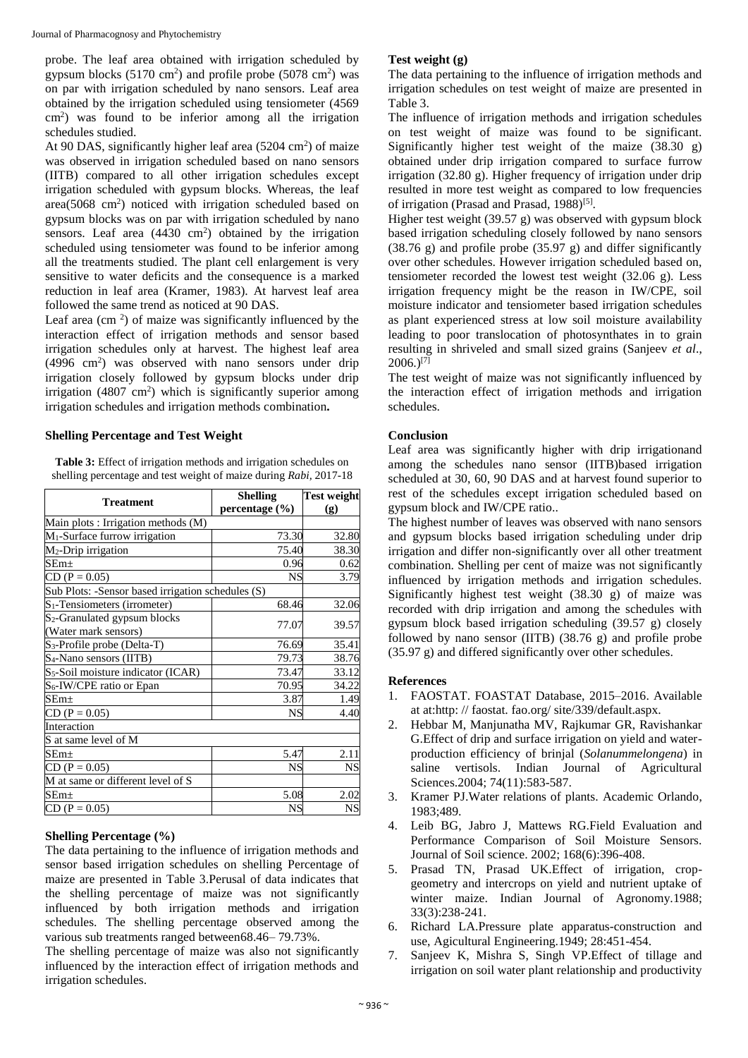probe. The leaf area obtained with irrigation scheduled by gypsum blocks (5170 cm$^2$) and profile probe (5078 cm$^2$) was on par with irrigation scheduled by nano sensors. Leaf area obtained by the irrigation scheduled using tensiometer (4569 cm$^2$) was found to be inferior among all the irrigation schedules studied.

At 90 DAS, significantly higher leaf area (5204 cm$^2$) of maize was observed in irrigation scheduled based on nano sensors (IITB) compared to all other irrigation schedules except irrigation scheduled with gypsum blocks. Whereas, the leaf area(5068 cm$^2$) noticed with irrigation scheduled based on gypsum blocks was on par with irrigation scheduled by nano sensors. Leaf area (4430 cm$^2$) obtained by the irrigation scheduled using tensiometer was found to be inferior among all the treatments studied. The plant cell enlargement is very sensitive to water deficits and the consequence is a marked reduction in leaf area (Kramer, 1983). At harvest leaf area followed the same trend as noticed at 90 DAS.

Leaf area (cm $^2$) of maize was significantly influenced by the interaction effect of irrigation methods and sensor based irrigation schedules only at harvest. The highest leaf area (4996 cm$^2$) was observed with nano sensors under drip irrigation closely followed by gypsum blocks under drip irrigation (4807 cm$^2$) which is significantly superior among irrigation schedules and irrigation methods combination**.**

## Shelling Percentage and Test Weight

**Table 3:** Effect of irrigation methods and irrigation schedules on shelling percentage and test weight of maize during *Rabi*, 2017-18

| Treatment | Shelling percentage (%) | Test weight (g) |
|---|---|---|
| Main plots : Irrigation methods (M) | | |
| $M_1$-Surface furrow irrigation | 73.30 | 32.80 |
| $M_2$-Drip irrigation | 75.40 | 38.30 |
| SEm± | 0.96 | 0.62 |
| CD (P = 0.05) | NS | 3.79 |
| Sub Plots: -Sensor based irrigation schedules (S) | | |
| $S_1$-Tensiometers (irrometer) | 68.46 | 32.06 |
| $S_2$-Granulated gypsum blocks (Water mark sensors) | 77.07 | 39.57 |
| $S_3$-Profile probe (Delta-T) | 76.69 | 35.41 |
| $S_4$-Nano sensors (IITB) | 79.73 | 38.76 |
| $S_5$-Soil moisture indicator (ICAR) | 73.47 | 33.12 |
| $S_6$-IW/CPE ratio or Epan | 70.95 | 34.22 |
| SEm± | 3.87 | 1.49 |
| CD (P = 0.05) | NS | 4.40 |
| Interaction | | |
| S at same level of M | | |
| SEm± | 5.47 | 2.11 |
| CD (P = 0.05) | NS | NS |
| M at same or different level of S | | |
| SEm± | 5.08 | 2.02 |
| CD (P = 0.05) | NS | NS |

### Shelling Percentage (%)

The data pertaining to the influence of irrigation methods and sensor based irrigation schedules on shelling Percentage of maize are presented in Table 3.Perusal of data indicates that the shelling percentage of maize was not significantly influenced by both irrigation methods and irrigation schedules. The shelling percentage observed among the various sub treatments ranged between68.46– 79.73%.

The shelling percentage of maize was also not significantly influenced by the interaction effect of irrigation methods and irrigation schedules.

### Test weight (g)

The data pertaining to the influence of irrigation methods and irrigation schedules on test weight of maize are presented in Table 3.

The influence of irrigation methods and irrigation schedules on test weight of maize was found to be significant. Significantly higher test weight of the maize (38.30 g) obtained under drip irrigation compared to surface furrow irrigation (32.80 g). Higher frequency of irrigation under drip resulted in more test weight as compared to low frequencies of irrigation (Prasad and Prasad, 1988)[5].

Higher test weight (39.57 g) was observed with gypsum block based irrigation scheduling closely followed by nano sensors (38.76 g) and profile probe (35.97 g) and differ significantly over other schedules. However irrigation scheduled based on, tensiometer recorded the lowest test weight (32.06 g). Less irrigation frequency might be the reason in IW/CPE, soil moisture indicator and tensiometer based irrigation schedules as plant experienced stress at low soil moisture availability leading to poor translocation of photosynthates in to grain resulting in shriveled and small sized grains (Sanjeev *et al*., 2006.)[7]

The test weight of maize was not significantly influenced by the interaction effect of irrigation methods and irrigation schedules.

## Conclusion

Leaf area was significantly higher with drip irrigationand among the schedules nano sensor (IITB)based irrigation scheduled at 30, 60, 90 DAS and at harvest found superior to rest of the schedules except irrigation scheduled based on gypsum block and IW/CPE ratio..

The highest number of leaves was observed with nano sensors and gypsum blocks based irrigation scheduling under drip irrigation and differ non-significantly over all other treatment combination. Shelling per cent of maize was not significantly influenced by irrigation methods and irrigation schedules. Significantly highest test weight (38.30 g) of maize was recorded with drip irrigation and among the schedules with gypsum block based irrigation scheduling (39.57 g) closely followed by nano sensor (IITB) (38.76 g) and profile probe (35.97 g) and differed significantly over other schedules.

## References

1. FAOSTAT. FOASTAT Database, 2015–2016. Available at at:http: // faostat. fao.org/ site/339/default.aspx.
2. Hebbar M, Manjunatha MV, Rajkumar GR, Ravishankar G.Effect of drip and surface irrigation on yield and water-production efficiency of brinjal (*Solanummelongena*) in saline vertisols. Indian Journal of Agricultural Sciences.2004; 74(11):583-587.
3. Kramer PJ.Water relations of plants. Academic Orlando, 1983;489.
4. Leib BG, Jabro J, Mattews RG.Field Evaluation and Performance Comparison of Soil Moisture Sensors. Journal of Soil science. 2002; 168(6):396-408.
5. Prasad TN, Prasad UK.Effect of irrigation, crop-geometry and intercrops on yield and nutrient uptake of winter maize. Indian Journal of Agronomy.1988; 33(3):238-241.
6. Richard LA.Pressure plate apparatus-construction and use, Agicultural Engineering.1949; 28:451-454.
7. Sanjeev K, Mishra S, Singh VP.Effect of tillage and irrigation on soil water plant relationship and productivity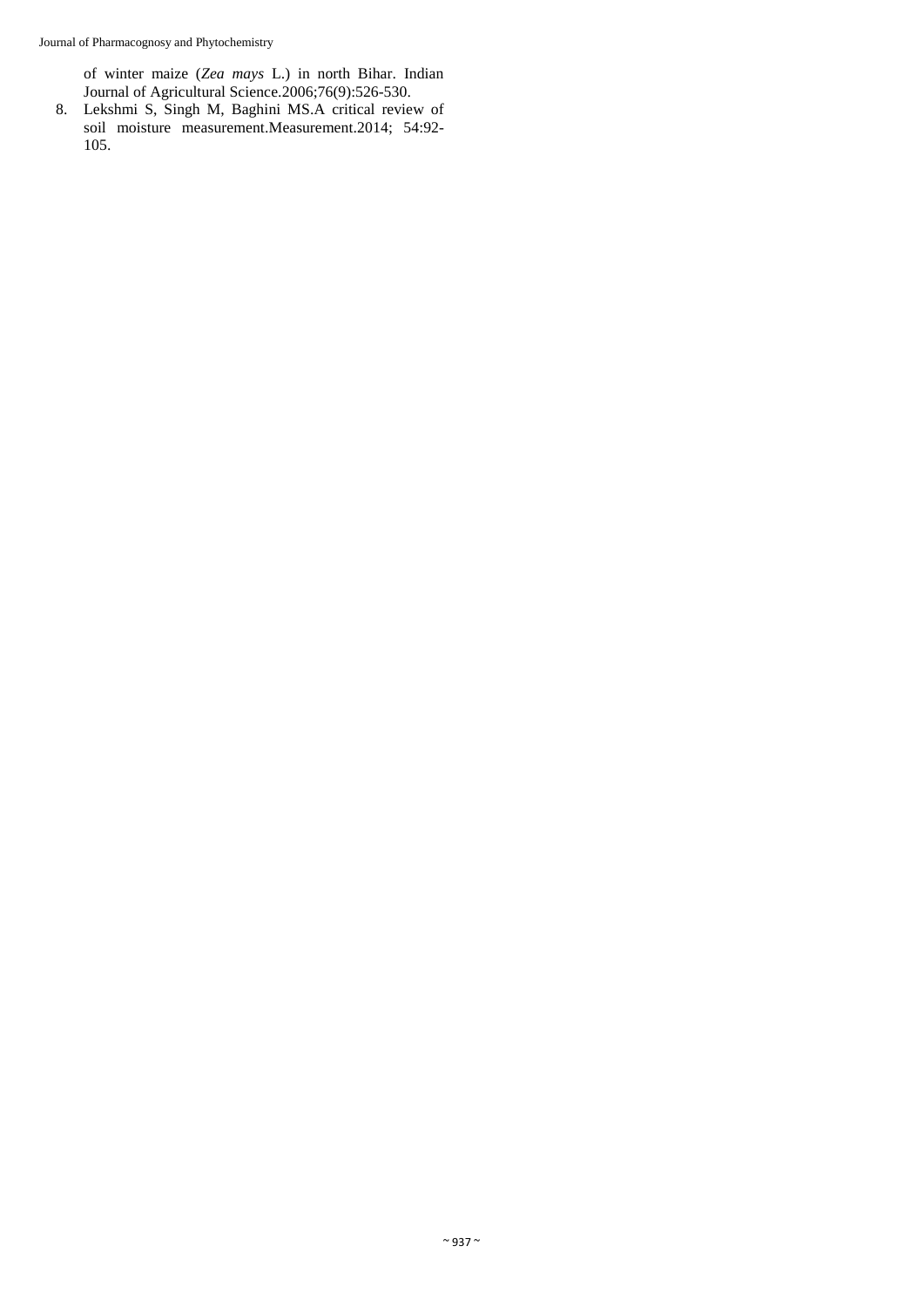of winter maize (*Zea mays* L.) in north Bihar. Indian Journal of Agricultural Science.2006;76(9):526-530.

8. Lekshmi S, Singh M, Baghini MS.A critical review of soil moisture measurement.Measurement.2014; 54:92-105.